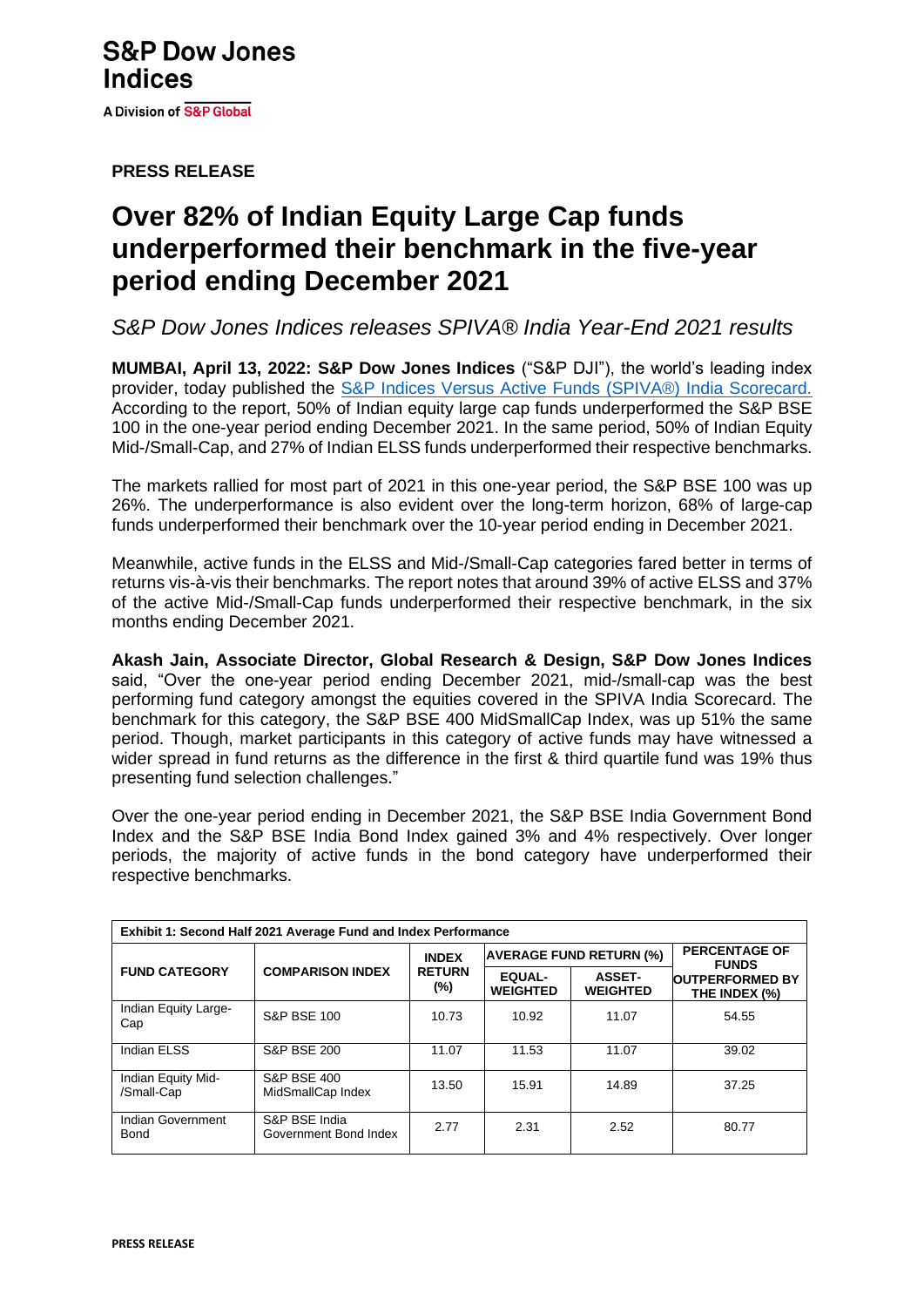S&P Dow Jones Indices

A Division of S&P Global

**PRESS RELEASE**

# Over 82% of Indian Equity Large Cap funds underperformed their benchmark in the five-year period ending December 2021

*S&P Dow Jones Indices releases SPIVA® India Year-End 2021 results*

**MUMBAI, April 13, 2022: S&P Dow Jones Indices** ("S&P DJI"), the world's leading index provider, today published the [S&P Indices Versus Active Funds (SPIVA®) India Scorecard.](#) According to the report, 50% of Indian equity large cap funds underperformed the S&P BSE 100 in the one-year period ending December 2021. In the same period, 50% of Indian Equity Mid-/Small-Cap, and 27% of Indian ELSS funds underperformed their respective benchmarks.

The markets rallied for most part of 2021 in this one-year period, the S&P BSE 100 was up 26%. The underperformance is also evident over the long-term horizon, 68% of large-cap funds underperformed their benchmark over the 10-year period ending in December 2021.

Meanwhile, active funds in the ELSS and Mid-/Small-Cap categories fared better in terms of returns vis-à-vis their benchmarks. The report notes that around 39% of active ELSS and 37% of the active Mid-/Small-Cap funds underperformed their respective benchmark, in the six months ending December 2021.

**Akash Jain, Associate Director, Global Research & Design, S&P Dow Jones Indices** said, "Over the one-year period ending December 2021, mid-/small-cap was the best performing fund category amongst the equities covered in the SPIVA India Scorecard. The benchmark for this category, the S&P BSE 400 MidSmallCap Index, was up 51% the same period. Though, market participants in this category of active funds may have witnessed a wider spread in fund returns as the difference in the first & third quartile fund was 19% thus presenting fund selection challenges."

Over the one-year period ending in December 2021, the S&P BSE India Government Bond Index and the S&P BSE India Bond Index gained 3% and 4% respectively. Over longer periods, the majority of active funds in the bond category have underperformed their respective benchmarks.

**Exhibit 1: Second Half 2021 Average Fund and Index Performance**

| FUND CATEGORY | COMPARISON INDEX | INDEX RETURN (%) | AVERAGE FUND RETURN (%) | | PERCENTAGE OF FUNDS OUTPERFORMED BY THE INDEX (%) |
|---|---|---|---|---|---|
| | | | EQUAL-WEIGHTED | ASSET-WEIGHTED | |
| Indian Equity Large-Cap | S&P BSE 100 | 10.73 | 10.92 | 11.07 | 54.55 |
| Indian ELSS | S&P BSE 200 | 11.07 | 11.53 | 11.07 | 39.02 |
| Indian Equity Mid-/Small-Cap | S&P BSE 400 MidSmallCap Index | 13.50 | 15.91 | 14.89 | 37.25 |
| Indian Government Bond | S&P BSE India Government Bond Index | 2.77 | 2.31 | 2.52 | 80.77 |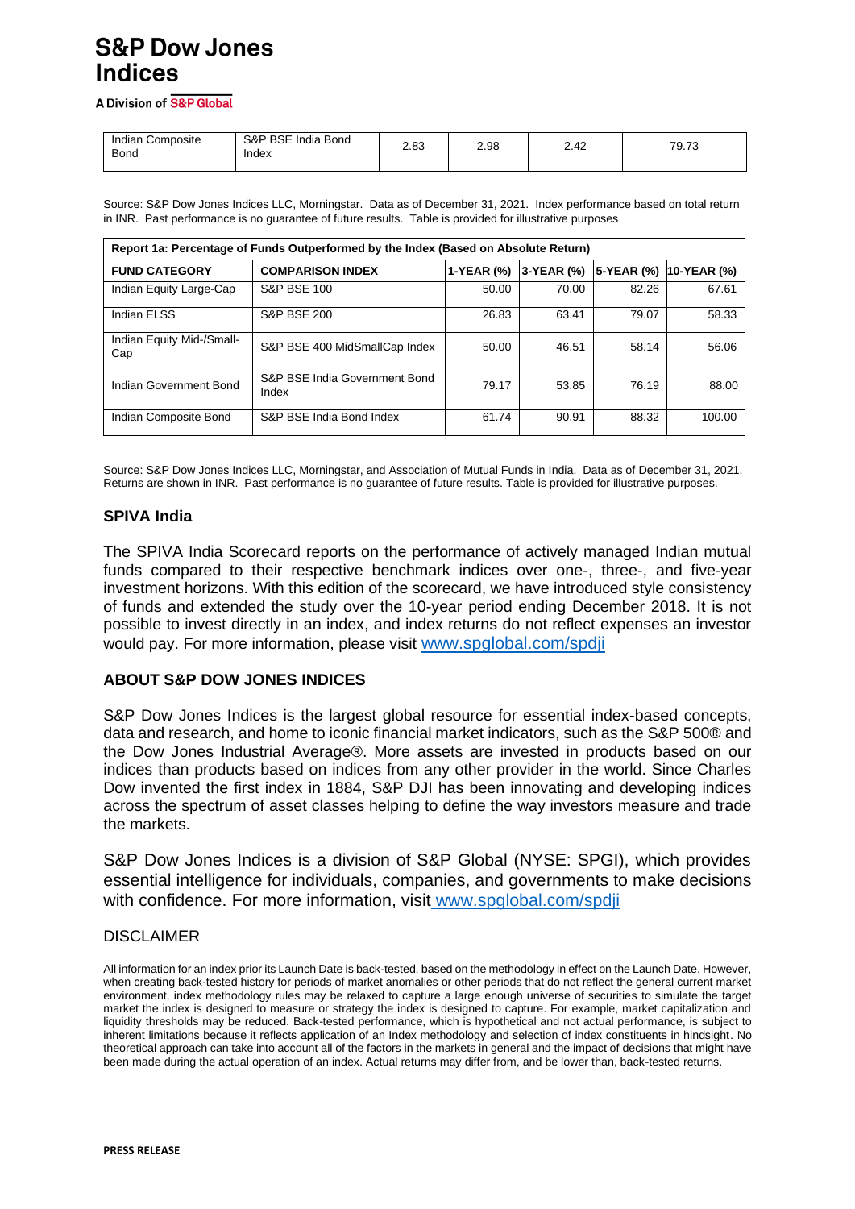| Indian Composite Bond | S&P BSE India Bond Index | 2.83 | 2.98 | 2.42 | 79.73 |
|---|---|---|---|---|---|

Source: S&P Dow Jones Indices LLC, Morningstar. Data as of December 31, 2021. Index performance based on total return in INR. Past performance is no guarantee of future results. Table is provided for illustrative purposes

| Report 1a: Percentage of Funds Outperformed by the Index (Based on Absolute Return) | | | | | |
|---|---|---|---|---|---|
| **FUND CATEGORY** | **COMPARISON INDEX** | **1-YEAR (%)** | **3-YEAR (%)** | **5-YEAR (%)** | **10-YEAR (%)** |
| Indian Equity Large-Cap | S&P BSE 100 | 50.00 | 70.00 | 82.26 | 67.61 |
| Indian ELSS | S&P BSE 200 | 26.83 | 63.41 | 79.07 | 58.33 |
| Indian Equity Mid-/Small-Cap | S&P BSE 400 MidSmallCap Index | 50.00 | 46.51 | 58.14 | 56.06 |
| Indian Government Bond | S&P BSE India Government Bond Index | 79.17 | 53.85 | 76.19 | 88.00 |
| Indian Composite Bond | S&P BSE India Bond Index | 61.74 | 90.91 | 88.32 | 100.00 |

Source: S&P Dow Jones Indices LLC, Morningstar, and Association of Mutual Funds in India. Data as of December 31, 2021. Returns are shown in INR. Past performance is no guarantee of future results. Table is provided for illustrative purposes.

## SPIVA India

The SPIVA India Scorecard reports on the performance of actively managed Indian mutual funds compared to their respective benchmark indices over one-, three-, and five-year investment horizons. With this edition of the scorecard, we have introduced style consistency of funds and extended the study over the 10-year period ending December 2018. It is not possible to invest directly in an index, and index returns do not reflect expenses an investor would pay. For more information, please visit www.spglobal.com/spdji

## ABOUT S&P DOW JONES INDICES

S&P Dow Jones Indices is the largest global resource for essential index-based concepts, data and research, and home to iconic financial market indicators, such as the S&P 500® and the Dow Jones Industrial Average®. More assets are invested in products based on our indices than products based on indices from any other provider in the world. Since Charles Dow invented the first index in 1884, S&P DJI has been innovating and developing indices across the spectrum of asset classes helping to define the way investors measure and trade the markets.

S&P Dow Jones Indices is a division of S&P Global (NYSE: SPGI), which provides essential intelligence for individuals, companies, and governments to make decisions with confidence. For more information, visit www.spglobal.com/spdji

## DISCLAIMER

All information for an index prior its Launch Date is back-tested, based on the methodology in effect on the Launch Date. However, when creating back-tested history for periods of market anomalies or other periods that do not reflect the general current market environment, index methodology rules may be relaxed to capture a large enough universe of securities to simulate the target market the index is designed to measure or strategy the index is designed to capture. For example, market capitalization and liquidity thresholds may be reduced. Back-tested performance, which is hypothetical and not actual performance, is subject to inherent limitations because it reflects application of an Index methodology and selection of index constituents in hindsight. No theoretical approach can take into account all of the factors in the markets in general and the impact of decisions that might have been made during the actual operation of an index. Actual returns may differ from, and be lower than, back-tested returns.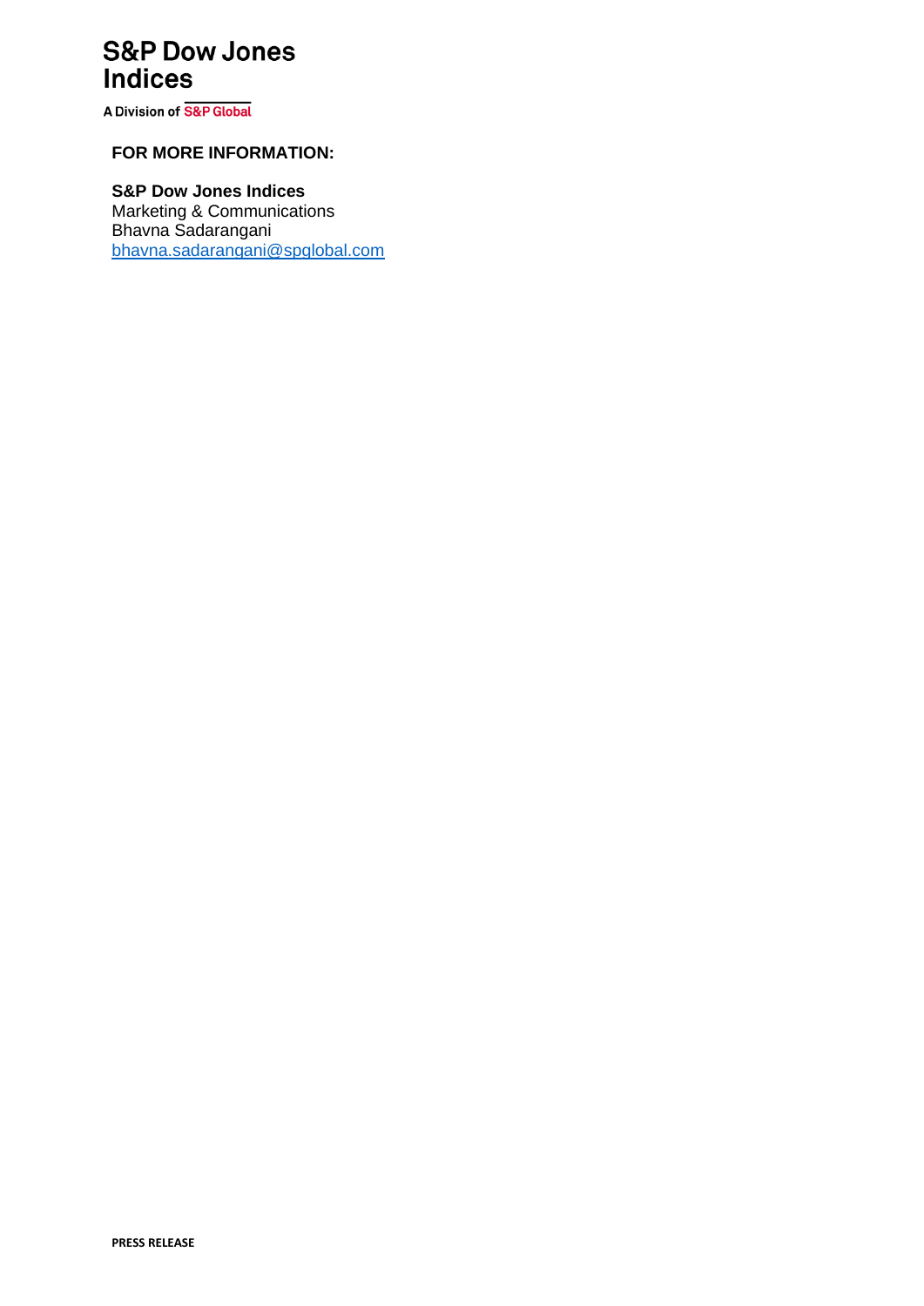**S&P Dow Jones Indices**
A Division of S&P Global

**FOR MORE INFORMATION:**

**S&P Dow Jones Indices**
Marketing & Communications
Bhavna Sadarangani
bhavna.sadarangani@spglobal.com